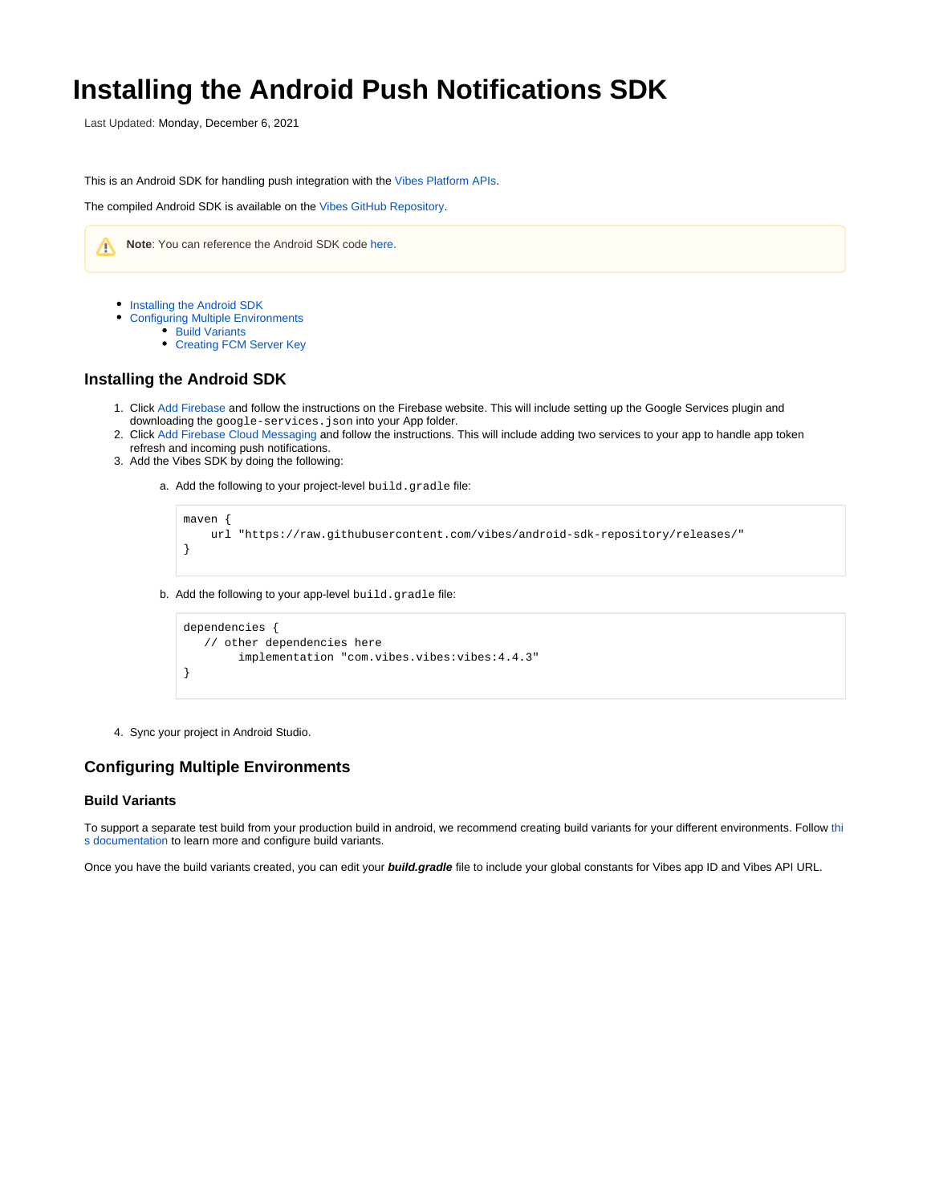# Installing the Android Push Notifications SDK

Last Updated: Monday, December 6, 2021

This is an Android SDK for handling push integration with the Vibes Platform APIs.

The compiled Android SDK is available on the Vibes GitHub Repository.

> **Note**: You can reference the Android SDK code here.

- Installing the Android SDK
- Configuring Multiple Environments
  - Build Variants
  - Creating FCM Server Key

## Installing the Android SDK

1. Click Add Firebase and follow the instructions on the Firebase website. This will include setting up the Google Services plugin and downloading the `google-services.json` into your App folder.
2. Click Add Firebase Cloud Messaging and follow the instructions. This will include adding two services to your app to handle app token refresh and incoming push notifications.
3. Add the Vibes SDK by doing the following:

   a. Add the following to your project-level `build.gradle` file:

   ```
   maven {
       url "https://raw.githubusercontent.com/vibes/android-sdk-repository/releases/"
   }
   ```

   b. Add the following to your app-level `build.gradle` file:

   ```
   dependencies {
      // other dependencies here
           implementation "com.vibes.vibes:vibes:4.4.3"
   }
   ```

4. Sync your project in Android Studio.

## Configuring Multiple Environments

### Build Variants

To support a separate test build from your production build in android, we recommend creating build variants for your different environments. Follow this documentation to learn more and configure build variants.

Once you have the build variants created, you can edit your ***build.gradle*** file to include your global constants for Vibes app ID and Vibes API URL.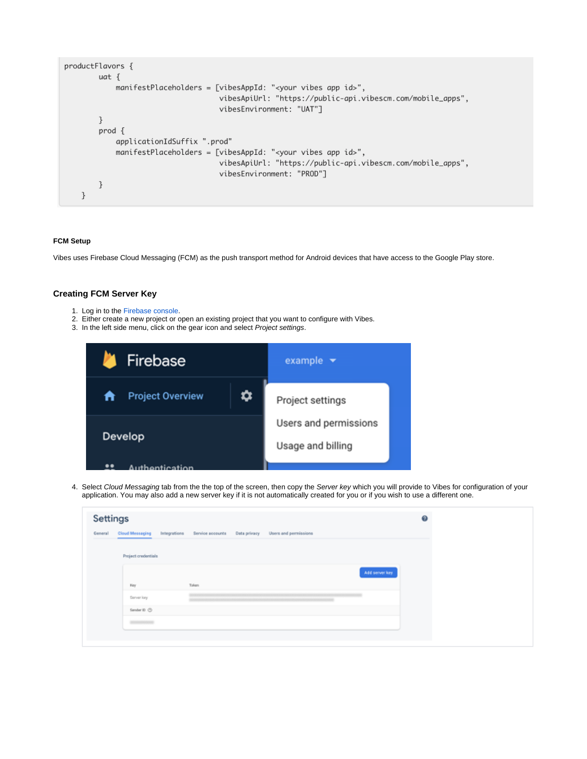```
productFlavors {
        uat {
            manifestPlaceholders = [vibesAppId: "<your vibes app id>",
                                    vibesApiUrl: "https://public-api.vibescm.com/mobile_apps",
                                    vibesEnvironment: "UAT"]
        }
        prod {
            applicationIdSuffix ".prod"
            manifestPlaceholders = [vibesAppId: "<your vibes app id>",
                                    vibesApiUrl: "https://public-api.vibescm.com/mobile_apps",
                                    vibesEnvironment: "PROD"]
        }
    }
```

**FCM Setup**

Vibes uses Firebase Cloud Messaging (FCM) as the push transport method for Android devices that have access to the Google Play store.

### Creating FCM Server Key

1. Log in to the Firebase console.
2. Either create a new project or open an existing project that you want to configure with Vibes.
3. In the left side menu, click on the gear icon and select *Project settings*.
4. Select *Cloud Messaging* tab from the the top of the screen, then copy the *Server key* which you will provide to Vibes for configuration of your application. You may also add a new server key if it is not automatically created for you or if you wish to use a different one.